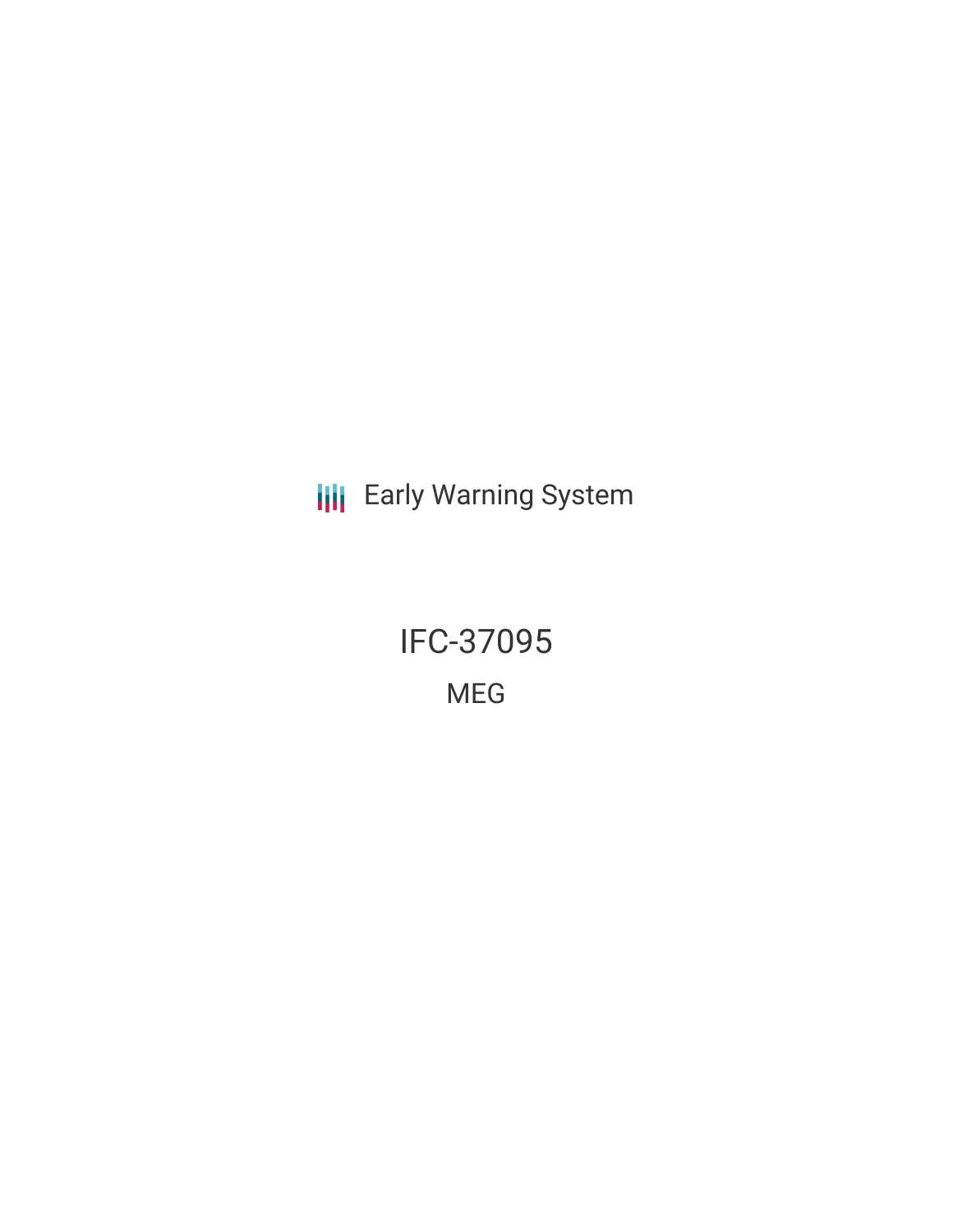Early Warning System

# IFC-37095

## MEG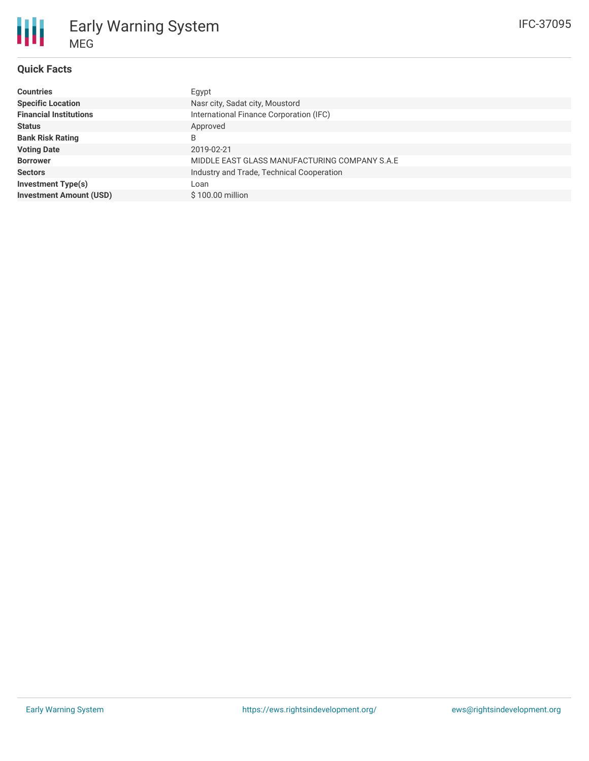# Early Warning System

MEG

IFC-37095

## Quick Facts

| | |
|---|---|
| **Countries** | Egypt |
| **Specific Location** | Nasr city, Sadat city, Moustord |
| **Financial Institutions** | International Finance Corporation (IFC) |
| **Status** | Approved |
| **Bank Risk Rating** | B |
| **Voting Date** | 2019-02-21 |
| **Borrower** | MIDDLE EAST GLASS MANUFACTURING COMPANY S.A.E |
| **Sectors** | Industry and Trade, Technical Cooperation |
| **Investment Type(s)** | Loan |
| **Investment Amount (USD)** | $ 100.00 million |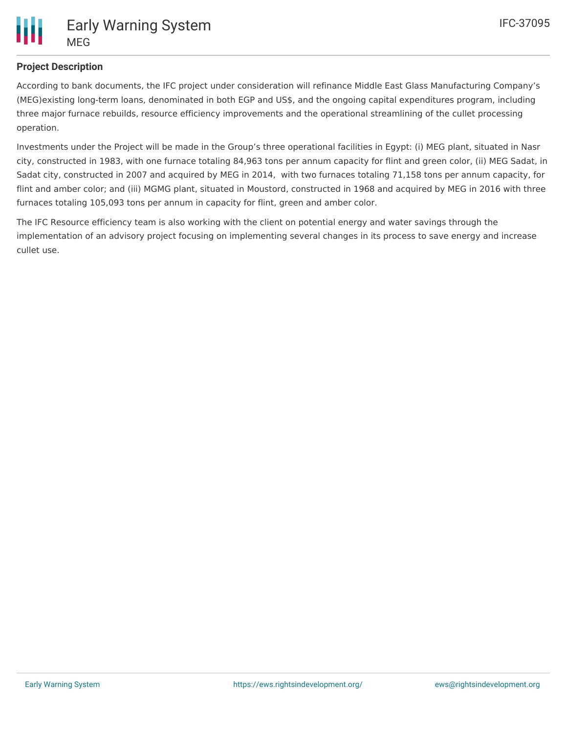## Project Description

According to bank documents, the IFC project under consideration will refinance Middle East Glass Manufacturing Company's (MEG)existing long-term loans, denominated in both EGP and US$, and the ongoing capital expenditures program, including three major furnace rebuilds, resource efficiency improvements and the operational streamlining of the cullet processing operation.

Investments under the Project will be made in the Group's three operational facilities in Egypt: (i) MEG plant, situated in Nasr city, constructed in 1983, with one furnace totaling 84,963 tons per annum capacity for flint and green color, (ii) MEG Sadat, in Sadat city, constructed in 2007 and acquired by MEG in 2014, with two furnaces totaling 71,158 tons per annum capacity, for flint and amber color; and (iii) MGMG plant, situated in Moustord, constructed in 1968 and acquired by MEG in 2016 with three furnaces totaling 105,093 tons per annum in capacity for flint, green and amber color.

The IFC Resource efficiency team is also working with the client on potential energy and water savings through the implementation of an advisory project focusing on implementing several changes in its process to save energy and increase cullet use.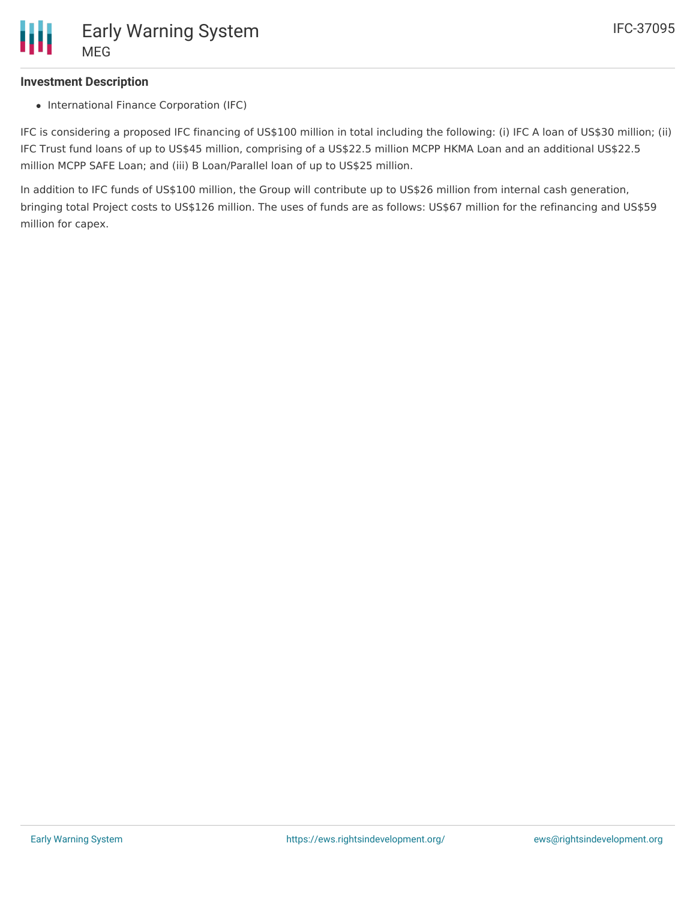### Investment Description

- International Finance Corporation (IFC)

IFC is considering a proposed IFC financing of US$100 million in total including the following: (i) IFC A loan of US$30 million; (ii) IFC Trust fund loans of up to US$45 million, comprising of a US$22.5 million MCPP HKMA Loan and an additional US$22.5 million MCPP SAFE Loan; and (iii) B Loan/Parallel loan of up to US$25 million.

In addition to IFC funds of US$100 million, the Group will contribute up to US$26 million from internal cash generation, bringing total Project costs to US$126 million. The uses of funds are as follows: US$67 million for the refinancing and US$59 million for capex.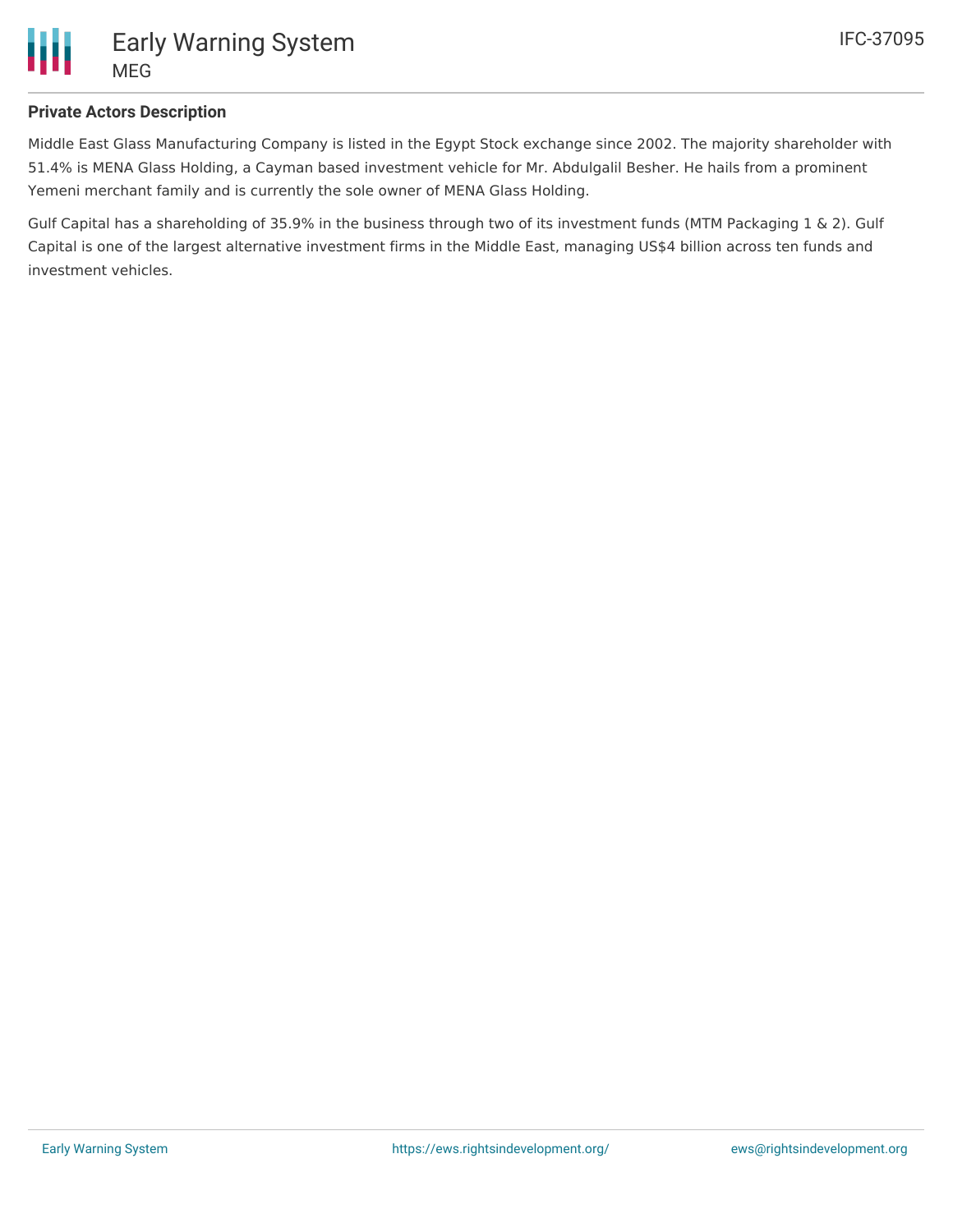**Private Actors Description**

Middle East Glass Manufacturing Company is listed in the Egypt Stock exchange since 2002. The majority shareholder with 51.4% is MENA Glass Holding, a Cayman based investment vehicle for Mr. Abdulgalil Besher. He hails from a prominent Yemeni merchant family and is currently the sole owner of MENA Glass Holding.

Gulf Capital has a shareholding of 35.9% in the business through two of its investment funds (MTM Packaging 1 & 2). Gulf Capital is one of the largest alternative investment firms in the Middle East, managing US$4 billion across ten funds and investment vehicles.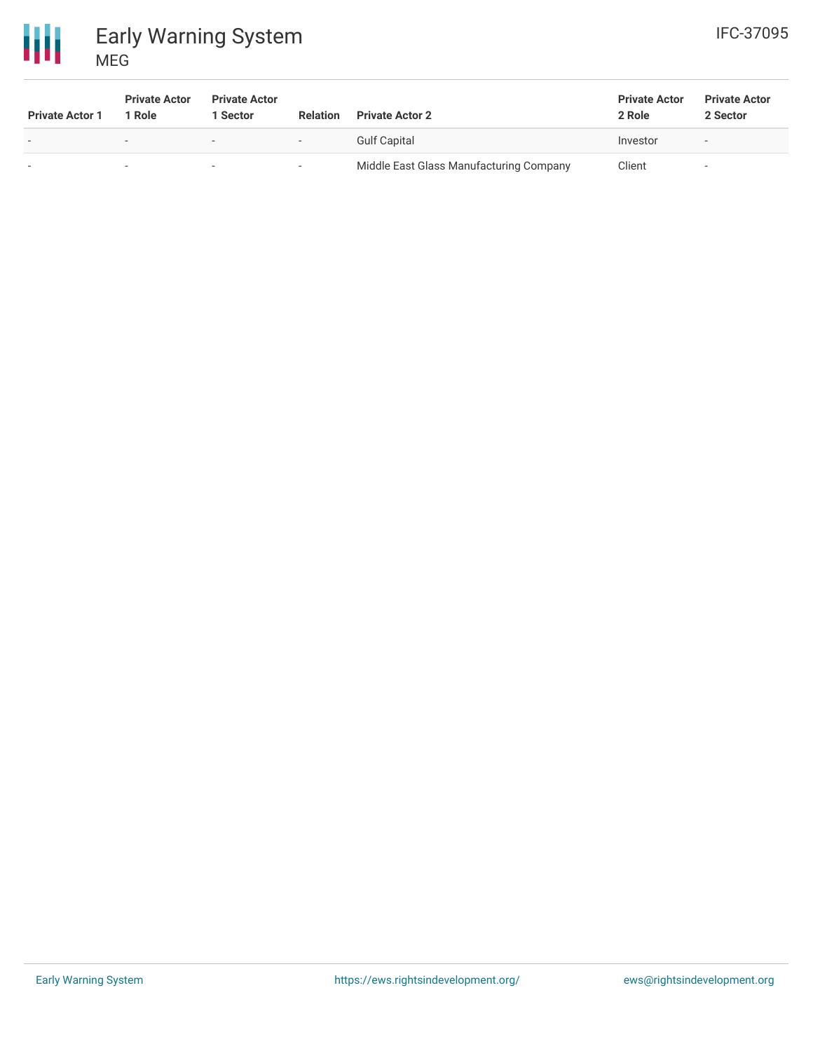| Private Actor 1 | Private Actor 1 Role | Private Actor 1 Sector | Relation | Private Actor 2 | Private Actor 2 Role | Private Actor 2 Sector |
|---|---|---|---|---|---|---|
| - | - | - | - | Gulf Capital | Investor | - |
| - | - | - | - | Middle East Glass Manufacturing Company | Client | - |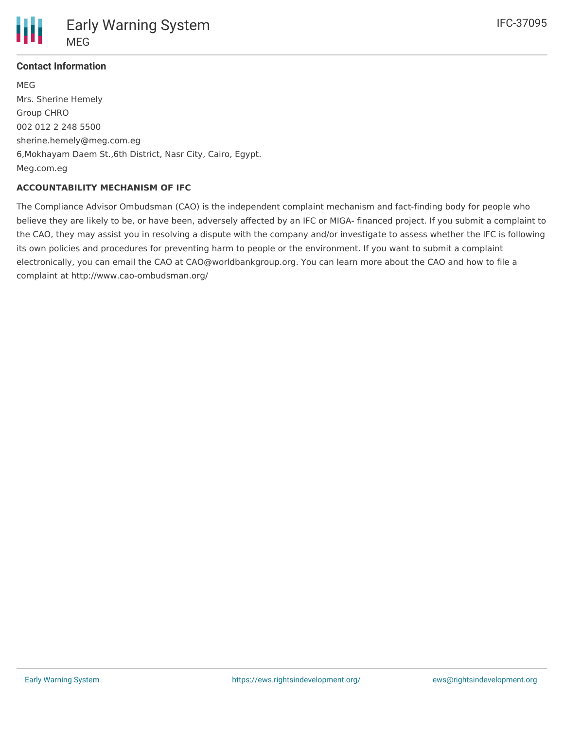### Contact Information

MEG

Mrs. Sherine Hemely

Group CHRO

002 012 2 248 5500

sherine.hemely@meg.com.eg

6,Mokhayam Daem St.,6th District, Nasr City, Cairo, Egypt.

Meg.com.eg

**ACCOUNTABILITY MECHANISM OF IFC**

The Compliance Advisor Ombudsman (CAO) is the independent complaint mechanism and fact-finding body for people who believe they are likely to be, or have been, adversely affected by an IFC or MIGA- financed project. If you submit a complaint to the CAO, they may assist you in resolving a dispute with the company and/or investigate to assess whether the IFC is following its own policies and procedures for preventing harm to people or the environment. If you want to submit a complaint electronically, you can email the CAO at CAO@worldbankgroup.org. You can learn more about the CAO and how to file a complaint at http://www.cao-ombudsman.org/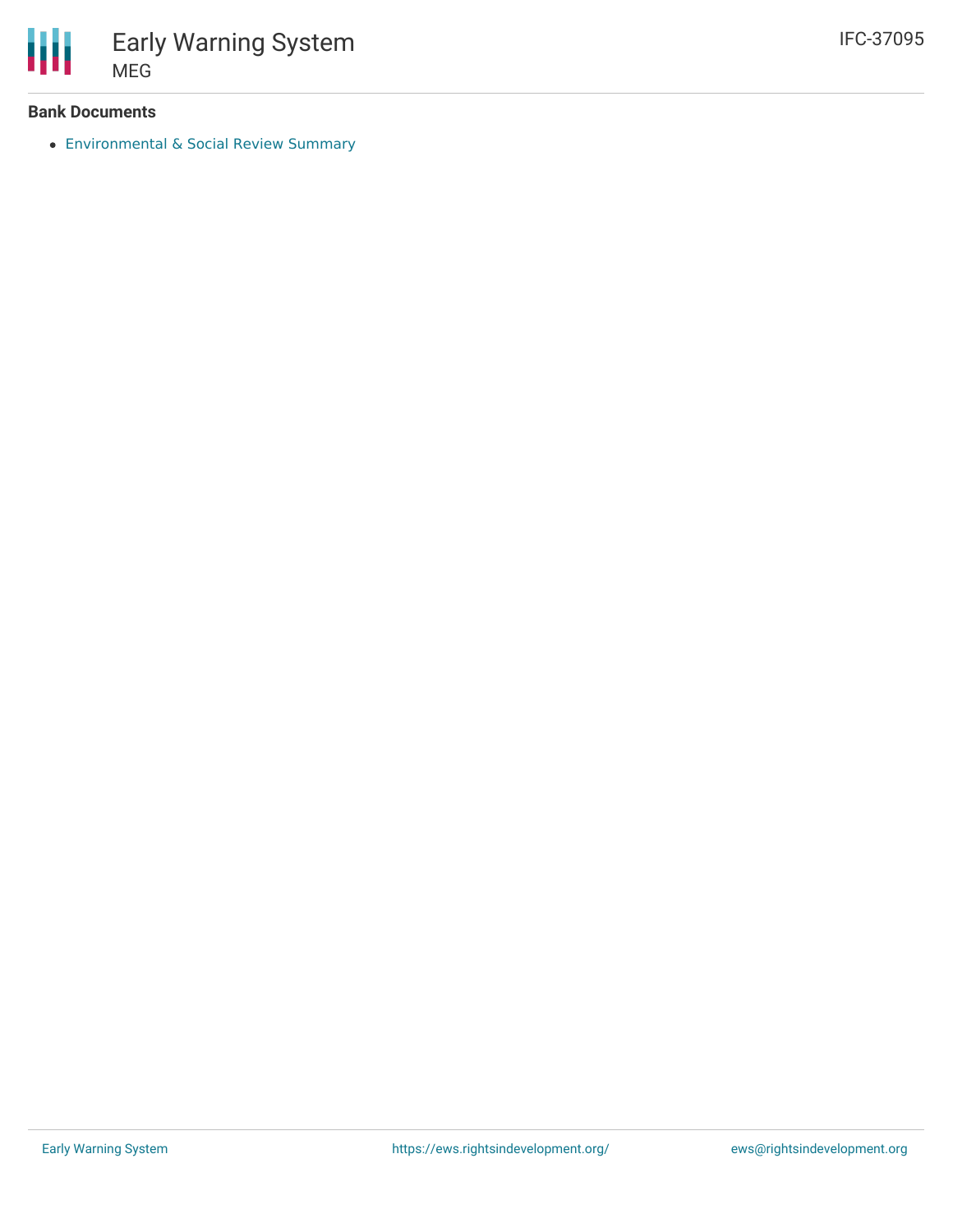### Bank Documents

- Environmental & Social Review Summary